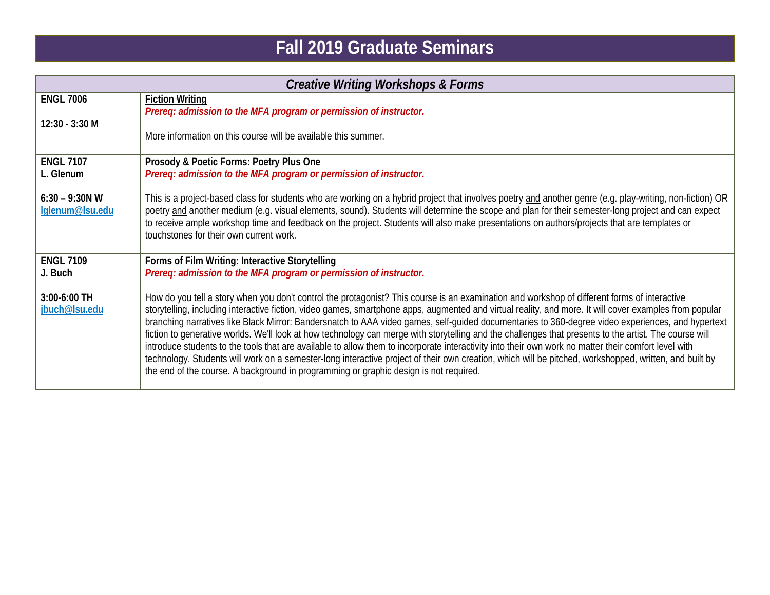# Fall 2019 Graduate Seminars

| Creative Writing Workshops & Forms | |
|---|---|
| **ENGL 7006**<br><br>**12:30 - 3:30 M** | **Fiction Writing**<br>***Prereq: admission to the MFA program or permission of instructor.***<br><br>More information on this course will be available this summer. |
| **ENGL 7107**<br>**L. Glenum**<br><br>**6:30 – 9:30N W**<br>**lglenum@lsu.edu** | **Prosody & Poetic Forms: Poetry Plus One**<br>***Prereq: admission to the MFA program or permission of instructor.***<br><br>This is a project-based class for students who are working on a hybrid project that involves poetry and another genre (e.g. play-writing, non-fiction) OR poetry and another medium (e.g. visual elements, sound). Students will determine the scope and plan for their semester-long project and can expect to receive ample workshop time and feedback on the project. Students will also make presentations on authors/projects that are templates or touchstones for their own current work. |
| **ENGL 7109**<br>**J. Buch**<br><br>**3:00-6:00 TH**<br>**jbuch@lsu.edu** | **Forms of Film Writing: Interactive Storytelling**<br>***Prereq: admission to the MFA program or permission of instructor.***<br><br>How do you tell a story when you don't control the protagonist? This course is an examination and workshop of different forms of interactive storytelling, including interactive fiction, video games, smartphone apps, augmented and virtual reality, and more. It will cover examples from popular branching narratives like Black Mirror: Bandersnatch to AAA video games, self-guided documentaries to 360-degree video experiences, and hypertext fiction to generative worlds. We'll look at how technology can merge with storytelling and the challenges that presents to the artist. The course will introduce students to the tools that are available to allow them to incorporate interactivity into their own work no matter their comfort level with technology. Students will work on a semester-long interactive project of their own creation, which will be pitched, workshopped, written, and built by the end of the course. A background in programming or graphic design is not required. |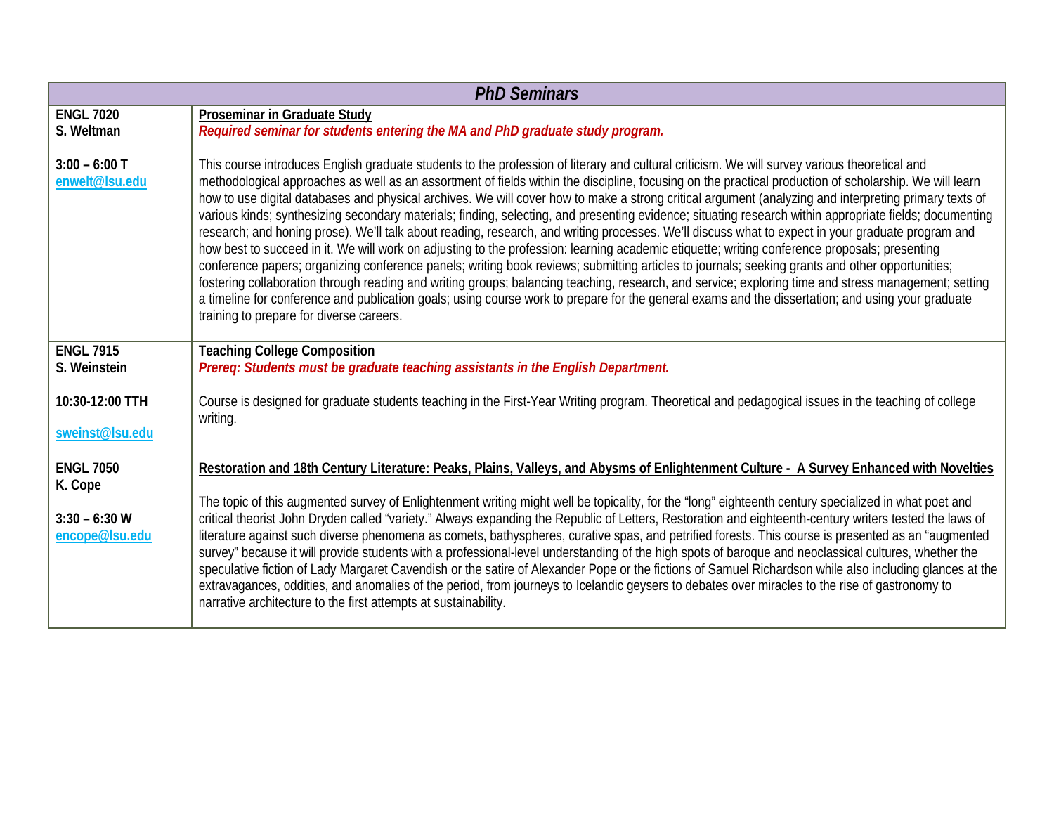| *PhD Seminars* | |
|---|---|
| **ENGL 7020**<br>**S. Weltman**<br><br>**3:00 – 6:00 T**<br>enwelt@lsu.edu | **Proseminar in Graduate Study**<br>***Required seminar for students entering the MA and PhD graduate study program.***<br><br>This course introduces English graduate students to the profession of literary and cultural criticism. We will survey various theoretical and methodological approaches as well as an assortment of fields within the discipline, focusing on the practical production of scholarship. We will learn how to use digital databases and physical archives. We will cover how to make a strong critical argument (analyzing and interpreting primary texts of various kinds; synthesizing secondary materials; finding, selecting, and presenting evidence; situating research within appropriate fields; documenting research; and honing prose). We'll talk about reading, research, and writing processes. We'll discuss what to expect in your graduate program and how best to succeed in it. We will work on adjusting to the profession: learning academic etiquette; writing conference proposals; presenting conference papers; organizing conference panels; writing book reviews; submitting articles to journals; seeking grants and other opportunities; fostering collaboration through reading and writing groups; balancing teaching, research, and service; exploring time and stress management; setting a timeline for conference and publication goals; using course work to prepare for the general exams and the dissertation; and using your graduate training to prepare for diverse careers. |
| **ENGL 7915**<br>**S. Weinstein**<br><br>**10:30-12:00 TTH**<br><br>sweinst@lsu.edu | **Teaching College Composition**<br>***Prereq: Students must be graduate teaching assistants in the English Department.***<br><br>Course is designed for graduate students teaching in the First-Year Writing program. Theoretical and pedagogical issues in the teaching of college writing. |
| **ENGL 7050**<br>**K. Cope**<br><br>**3:30 – 6:30 W**<br>encope@lsu.edu | **Restoration and 18th Century Literature: Peaks, Plains, Valleys, and Abysms of Enlightenment Culture - A Survey Enhanced with Novelties**<br><br>The topic of this augmented survey of Enlightenment writing might well be topicality, for the "long" eighteenth century specialized in what poet and critical theorist John Dryden called "variety." Always expanding the Republic of Letters, Restoration and eighteenth-century writers tested the laws of literature against such diverse phenomena as comets, bathyspheres, curative spas, and petrified forests. This course is presented as an "augmented survey" because it will provide students with a professional-level understanding of the high spots of baroque and neoclassical cultures, whether the speculative fiction of Lady Margaret Cavendish or the satire of Alexander Pope or the fictions of Samuel Richardson while also including glances at the extravagances, oddities, and anomalies of the period, from journeys to Icelandic geysers to debates over miracles to the rise of gastronomy to narrative architecture to the first attempts at sustainability. |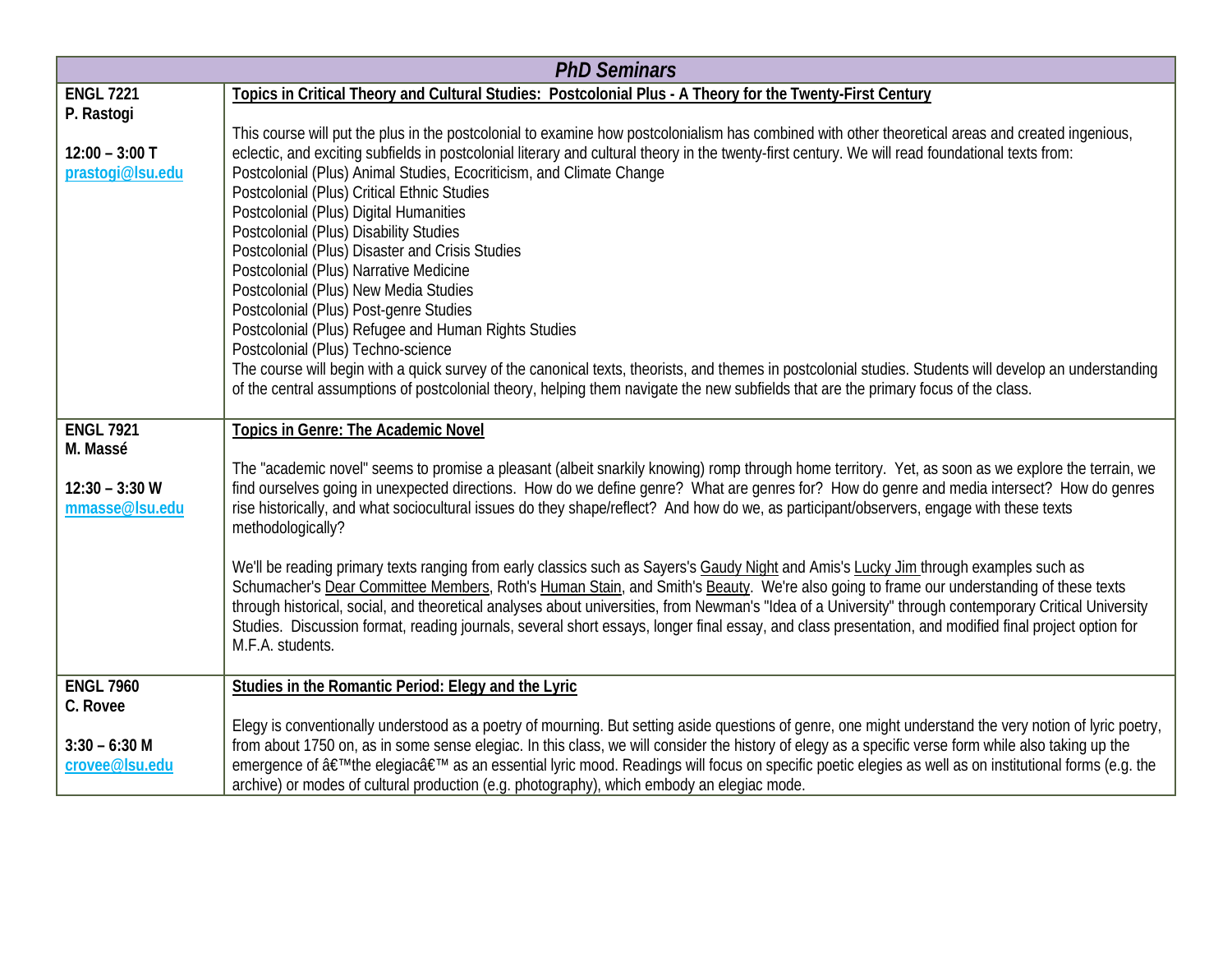| PhD Seminars | |
|---|---|
| **ENGL 7221**<br>**P. Rastogi**<br><br>**12:00 – 3:00 T**<br>**prastogi@lsu.edu** | **Topics in Critical Theory and Cultural Studies: Postcolonial Plus - A Theory for the Twenty-First Century**<br><br>This course will put the plus in the postcolonial to examine how postcolonialism has combined with other theoretical areas and created ingenious, eclectic, and exciting subfields in postcolonial literary and cultural theory in the twenty-first century. We will read foundational texts from:<br>Postcolonial (Plus) Animal Studies, Ecocriticism, and Climate Change<br>Postcolonial (Plus) Critical Ethnic Studies<br>Postcolonial (Plus) Digital Humanities<br>Postcolonial (Plus) Disability Studies<br>Postcolonial (Plus) Disaster and Crisis Studies<br>Postcolonial (Plus) Narrative Medicine<br>Postcolonial (Plus) New Media Studies<br>Postcolonial (Plus) Post-genre Studies<br>Postcolonial (Plus) Refugee and Human Rights Studies<br>Postcolonial (Plus) Techno-science<br>The course will begin with a quick survey of the canonical texts, theorists, and themes in postcolonial studies. Students will develop an understanding of the central assumptions of postcolonial theory, helping them navigate the new subfields that are the primary focus of the class. |
| **ENGL 7921**<br>**M. Massé**<br><br>**12:30 – 3:30 W**<br>**mmasse@lsu.edu** | **Topics in Genre: The Academic Novel**<br><br>The "academic novel" seems to promise a pleasant (albeit snarkily knowing) romp through home territory. Yet, as soon as we explore the terrain, we find ourselves going in unexpected directions. How do we define genre? What are genres for? How do genre and media intersect? How do genres rise historically, and what sociocultural issues do they shape/reflect? And how do we, as participant/observers, engage with these texts methodologically?<br><br>We'll be reading primary texts ranging from early classics such as Sayers's Gaudy Night and Amis's Lucky Jim through examples such as Schumacher's Dear Committee Members, Roth's Human Stain, and Smith's Beauty. We're also going to frame our understanding of these texts through historical, social, and theoretical analyses about universities, from Newman's "Idea of a University" through contemporary Critical University Studies. Discussion format, reading journals, several short essays, longer final essay, and class presentation, and modified final project option for M.F.A. students. |
| **ENGL 7960**<br>**C. Rovee**<br><br>**3:30 – 6:30 M**<br>**crovee@lsu.edu** | **Studies in the Romantic Period: Elegy and the Lyric**<br><br>Elegy is conventionally understood as a poetry of mourning. But setting aside questions of genre, one might understand the very notion of lyric poetry, from about 1750 on, as in some sense elegiac. In this class, we will consider the history of elegy as a specific verse form while also taking up the emergence of â€™the elegiacâ€™ as an essential lyric mood. Readings will focus on specific poetic elegies as well as on institutional forms (e.g. the archive) or modes of cultural production (e.g. photography), which embody an elegiac mode. |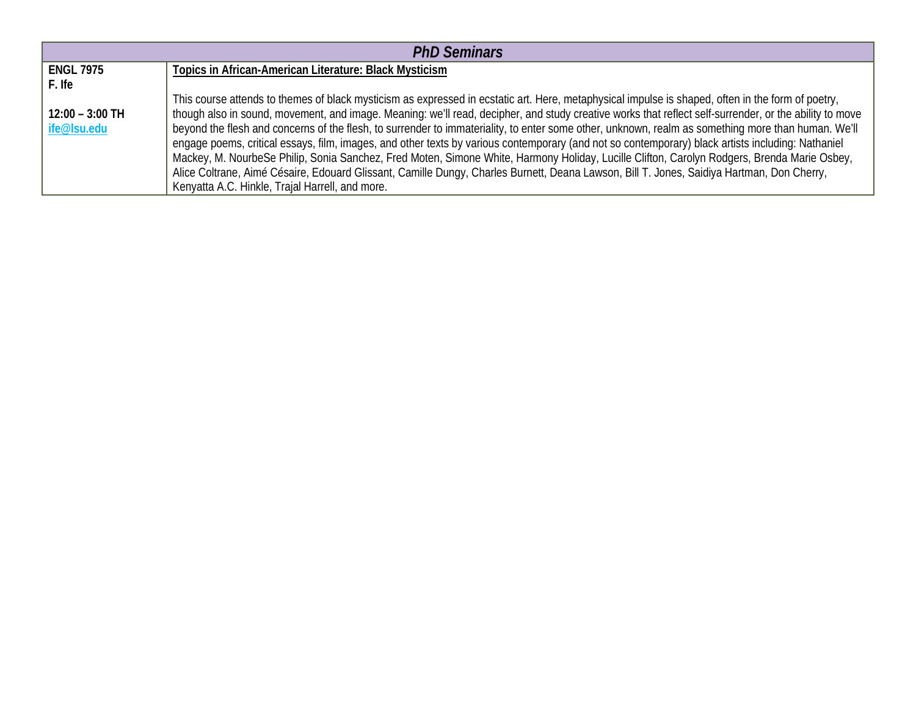| PhD Seminars | |
|---|---|
| **ENGL 7975**<br>**F. Ife**<br><br>**12:00 – 3:00 TH**<br>**ife@lsu.edu** | **Topics in African-American Literature: Black Mysticism**<br><br>This course attends to themes of black mysticism as expressed in ecstatic art. Here, metaphysical impulse is shaped, often in the form of poetry, though also in sound, movement, and image. Meaning: we'll read, decipher, and study creative works that reflect self-surrender, or the ability to move beyond the flesh and concerns of the flesh, to surrender to immateriality, to enter some other, unknown, realm as something more than human. We'll engage poems, critical essays, film, images, and other texts by various contemporary (and not so contemporary) black artists including: Nathaniel Mackey, M. NourbeSe Philip, Sonia Sanchez, Fred Moten, Simone White, Harmony Holiday, Lucille Clifton, Carolyn Rodgers, Brenda Marie Osbey, Alice Coltrane, Aimé Césaire, Edouard Glissant, Camille Dungy, Charles Burnett, Deana Lawson, Bill T. Jones, Saidiya Hartman, Don Cherry, Kenyatta A.C. Hinkle, Trajal Harrell, and more. |